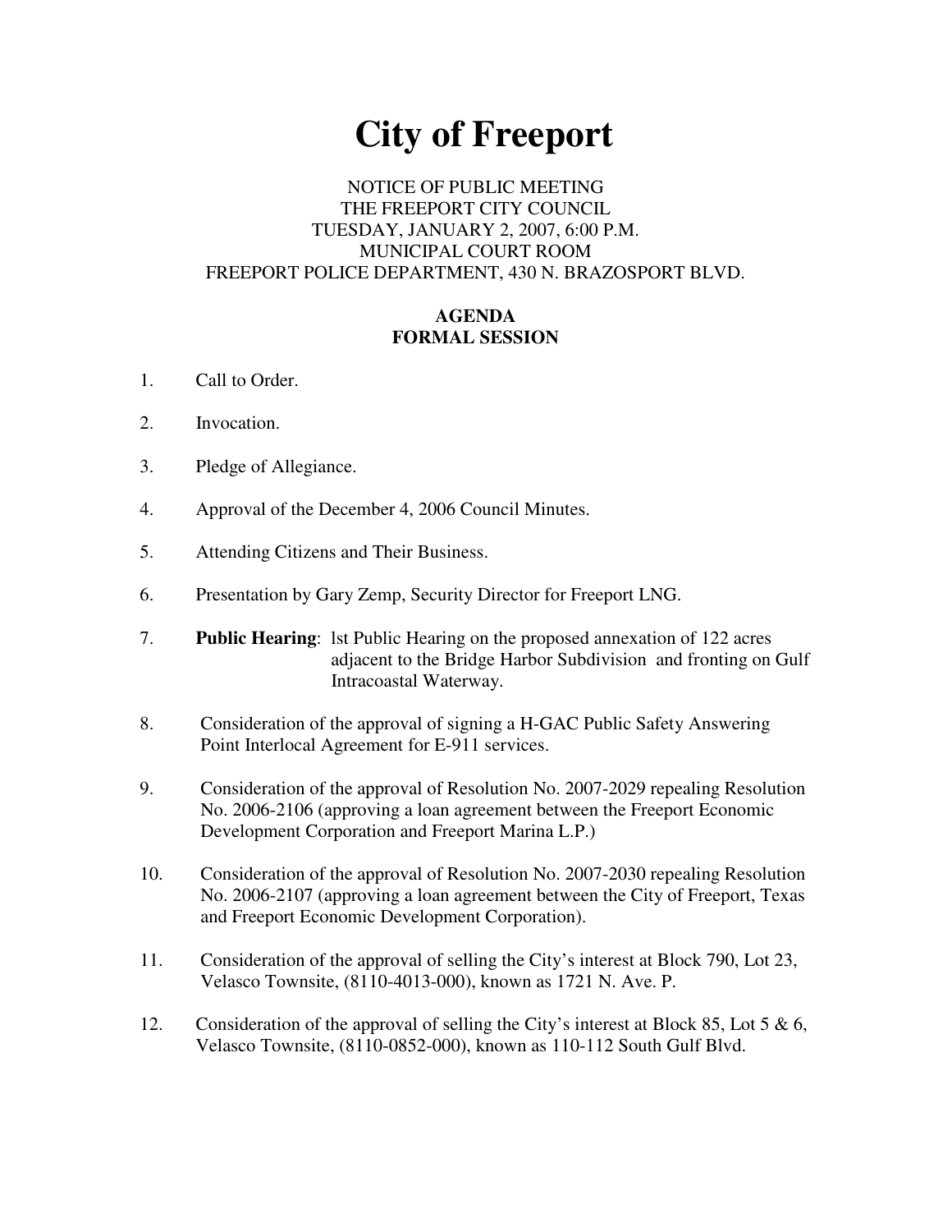# City of Freeport

NOTICE OF PUBLIC MEETING
THE FREEPORT CITY COUNCIL
TUESDAY, JANUARY 2, 2007, 6:00 P.M.
MUNICIPAL COURT ROOM
FREEPORT POLICE DEPARTMENT, 430 N. BRAZOSPORT BLVD.

**AGENDA**
**FORMAL SESSION**

1. Call to Order.

2. Invocation.

3. Pledge of Allegiance.

4. Approval of the December 4, 2006 Council Minutes.

5. Attending Citizens and Their Business.

6. Presentation by Gary Zemp, Security Director for Freeport LNG.

7. **Public Hearing**: lst Public Hearing on the proposed annexation of 122 acres adjacent to the Bridge Harbor Subdivision and fronting on Gulf Intracoastal Waterway.

8. Consideration of the approval of signing a H-GAC Public Safety Answering Point Interlocal Agreement for E-911 services.

9. Consideration of the approval of Resolution No. 2007-2029 repealing Resolution No. 2006-2106 (approving a loan agreement between the Freeport Economic Development Corporation and Freeport Marina L.P.)

10. Consideration of the approval of Resolution No. 2007-2030 repealing Resolution No. 2006-2107 (approving a loan agreement between the City of Freeport, Texas and Freeport Economic Development Corporation).

11. Consideration of the approval of selling the City's interest at Block 790, Lot 23, Velasco Townsite, (8110-4013-000), known as 1721 N. Ave. P.

12. Consideration of the approval of selling the City's interest at Block 85, Lot 5 & 6, Velasco Townsite, (8110-0852-000), known as 110-112 South Gulf Blvd.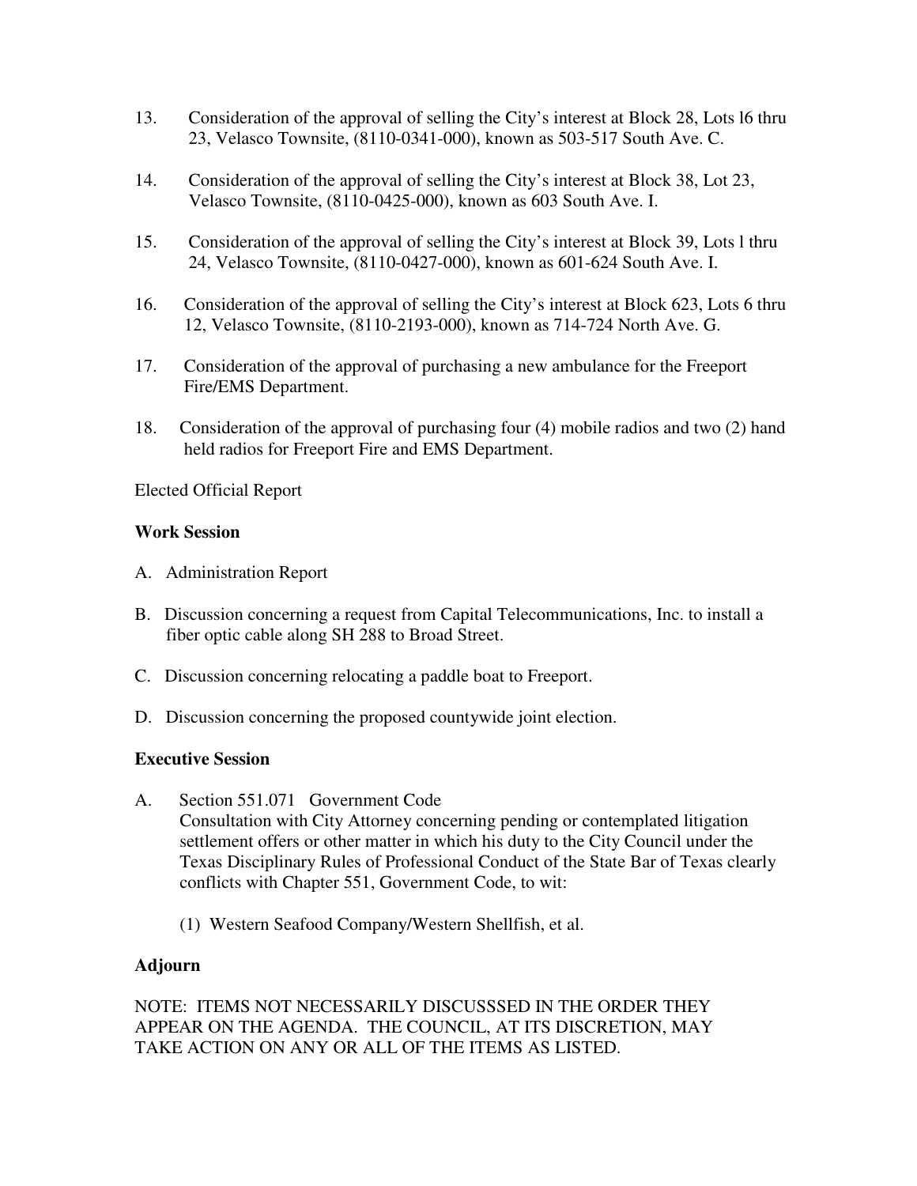13. Consideration of the approval of selling the City's interest at Block 28, Lots l6 thru 23, Velasco Townsite, (8110-0341-000), known as 503-517 South Ave. C.

14. Consideration of the approval of selling the City's interest at Block 38, Lot 23, Velasco Townsite, (8110-0425-000), known as 603 South Ave. I.

15. Consideration of the approval of selling the City's interest at Block 39, Lots l thru 24, Velasco Townsite, (8110-0427-000), known as 601-624 South Ave. I.

16. Consideration of the approval of selling the City's interest at Block 623, Lots 6 thru 12, Velasco Townsite, (8110-2193-000), known as 714-724 North Ave. G.

17. Consideration of the approval of purchasing a new ambulance for the Freeport Fire/EMS Department.

18. Consideration of the approval of purchasing four (4) mobile radios and two (2) hand held radios for Freeport Fire and EMS Department.

Elected Official Report

**Work Session**

A. Administration Report

B. Discussion concerning a request from Capital Telecommunications, Inc. to install a fiber optic cable along SH 288 to Broad Street.

C. Discussion concerning relocating a paddle boat to Freeport.

D. Discussion concerning the proposed countywide joint election.

**Executive Session**

A. Section 551.071 Government Code
Consultation with City Attorney concerning pending or contemplated litigation settlement offers or other matter in which his duty to the City Council under the Texas Disciplinary Rules of Professional Conduct of the State Bar of Texas clearly conflicts with Chapter 551, Government Code, to wit:

 (1) Western Seafood Company/Western Shellfish, et al.

**Adjourn**

NOTE: ITEMS NOT NECESSARILY DISCUSSSED IN THE ORDER THEY APPEAR ON THE AGENDA. THE COUNCIL, AT ITS DISCRETION, MAY TAKE ACTION ON ANY OR ALL OF THE ITEMS AS LISTED.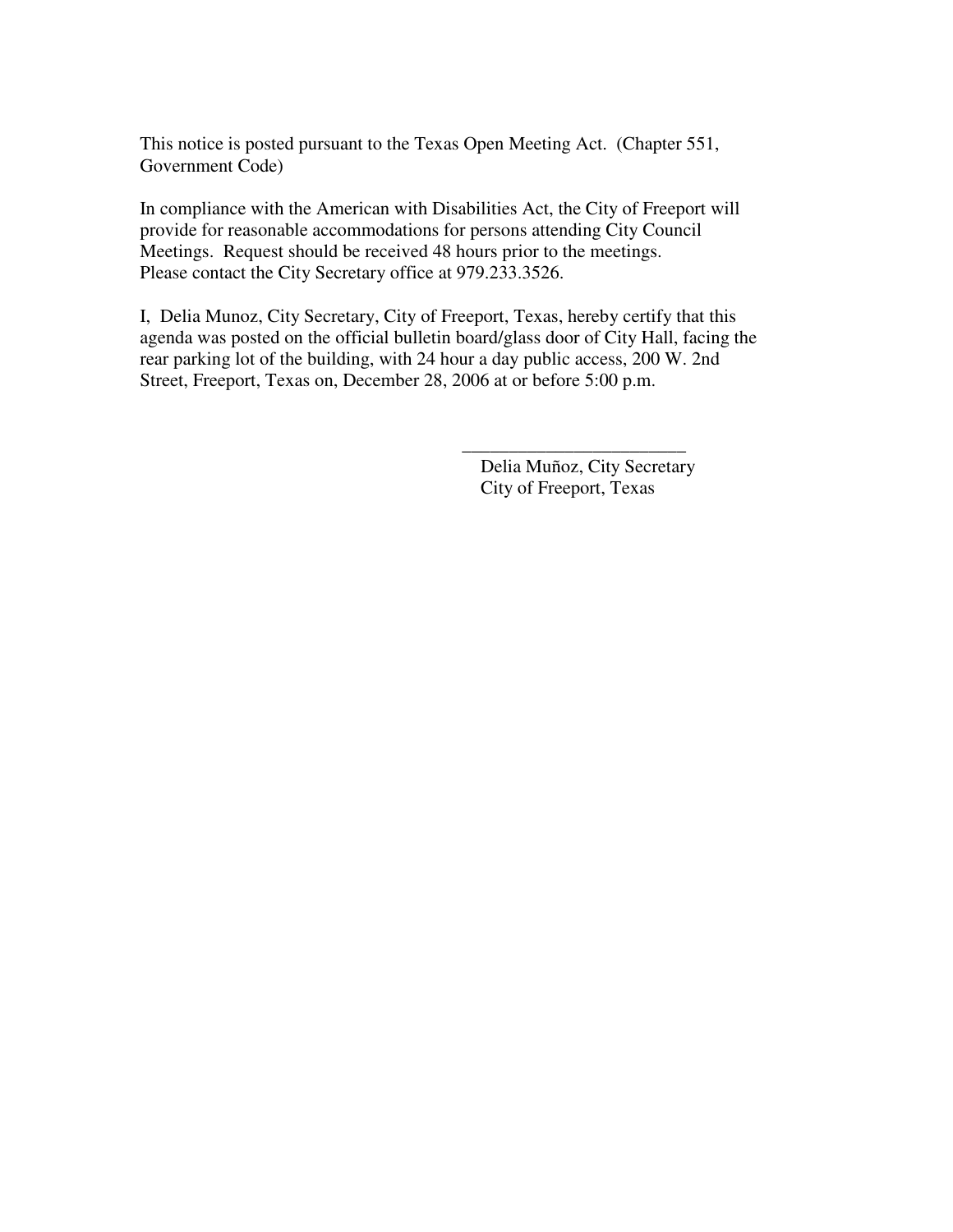This notice is posted pursuant to the Texas Open Meeting Act. (Chapter 551, Government Code)

In compliance with the American with Disabilities Act, the City of Freeport will provide for reasonable accommodations for persons attending City Council Meetings. Request should be received 48 hours prior to the meetings. Please contact the City Secretary office at 979.233.3526.

I, Delia Munoz, City Secretary, City of Freeport, Texas, hereby certify that this agenda was posted on the official bulletin board/glass door of City Hall, facing the rear parking lot of the building, with 24 hour a day public access, 200 W. 2nd Street, Freeport, Texas on, December 28, 2006 at or before 5:00 p.m.

\_\_\_\_\_\_\_\_\_\_\_\_\_\_\_\_\_\_\_\_\_\_\_\_\_

Delia Muñoz, City Secretary
City of Freeport, Texas